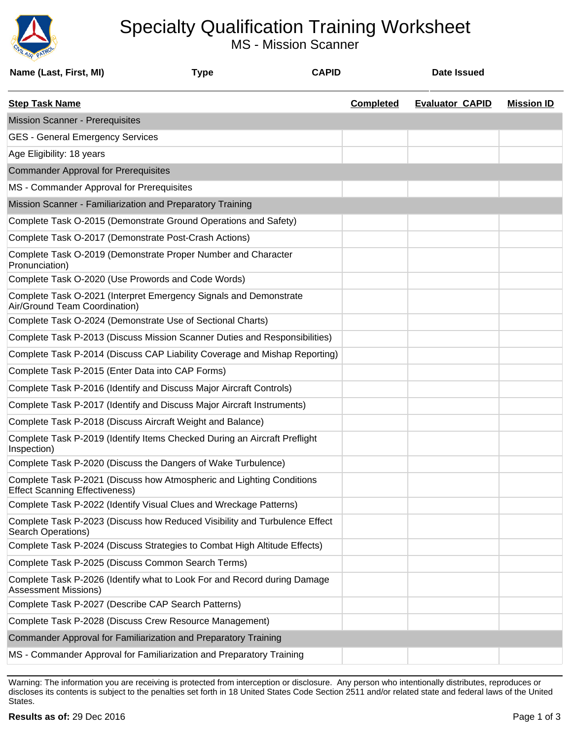# Specialty Qualification Training Worksheet

## MS - Mission Scanner

| Name (Last, First, MI) | Type | CAPID | Date Issued |
|---|---|---|---|
| | | | |

| Step Task Name | Completed | Evaluator CAPID | Mission ID |
|---|---|---|---|
| **Mission Scanner - Prerequisites** | | | |
| GES - General Emergency Services | | | |
| Age Eligibility: 18 years | | | |
| **Commander Approval for Prerequisites** | | | |
| MS - Commander Approval for Prerequisites | | | |
| **Mission Scanner - Familiarization and Preparatory Training** | | | |
| Complete Task O-2015 (Demonstrate Ground Operations and Safety) | | | |
| Complete Task O-2017 (Demonstrate Post-Crash Actions) | | | |
| Complete Task O-2019 (Demonstrate Proper Number and Character Pronunciation) | | | |
| Complete Task O-2020 (Use Prowords and Code Words) | | | |
| Complete Task O-2021 (Interpret Emergency Signals and Demonstrate Air/Ground Team Coordination) | | | |
| Complete Task O-2024 (Demonstrate Use of Sectional Charts) | | | |
| Complete Task P-2013 (Discuss Mission Scanner Duties and Responsibilities) | | | |
| Complete Task P-2014 (Discuss CAP Liability Coverage and Mishap Reporting) | | | |
| Complete Task P-2015 (Enter Data into CAP Forms) | | | |
| Complete Task P-2016 (Identify and Discuss Major Aircraft Controls) | | | |
| Complete Task P-2017 (Identify and Discuss Major Aircraft Instruments) | | | |
| Complete Task P-2018 (Discuss Aircraft Weight and Balance) | | | |
| Complete Task P-2019 (Identify Items Checked During an Aircraft Preflight Inspection) | | | |
| Complete Task P-2020 (Discuss the Dangers of Wake Turbulence) | | | |
| Complete Task P-2021 (Discuss how Atmospheric and Lighting Conditions Effect Scanning Effectiveness) | | | |
| Complete Task P-2022 (Identify Visual Clues and Wreckage Patterns) | | | |
| Complete Task P-2023 (Discuss how Reduced Visibility and Turbulence Effect Search Operations) | | | |
| Complete Task P-2024 (Discuss Strategies to Combat High Altitude Effects) | | | |
| Complete Task P-2025 (Discuss Common Search Terms) | | | |
| Complete Task P-2026 (Identify what to Look For and Record during Damage Assessment Missions) | | | |
| Complete Task P-2027 (Describe CAP Search Patterns) | | | |
| Complete Task P-2028 (Discuss Crew Resource Management) | | | |
| **Commander Approval for Familiarization and Preparatory Training** | | | |
| MS - Commander Approval for Familiarization and Preparatory Training | | | |

Warning: The information you are receiving is protected from interception or disclosure. Any person who intentionally distributes, reproduces or discloses its contents is subject to the penalties set forth in 18 United States Code Section 2511 and/or related state and federal laws of the United States.

**Results as of:** 29 Dec 2016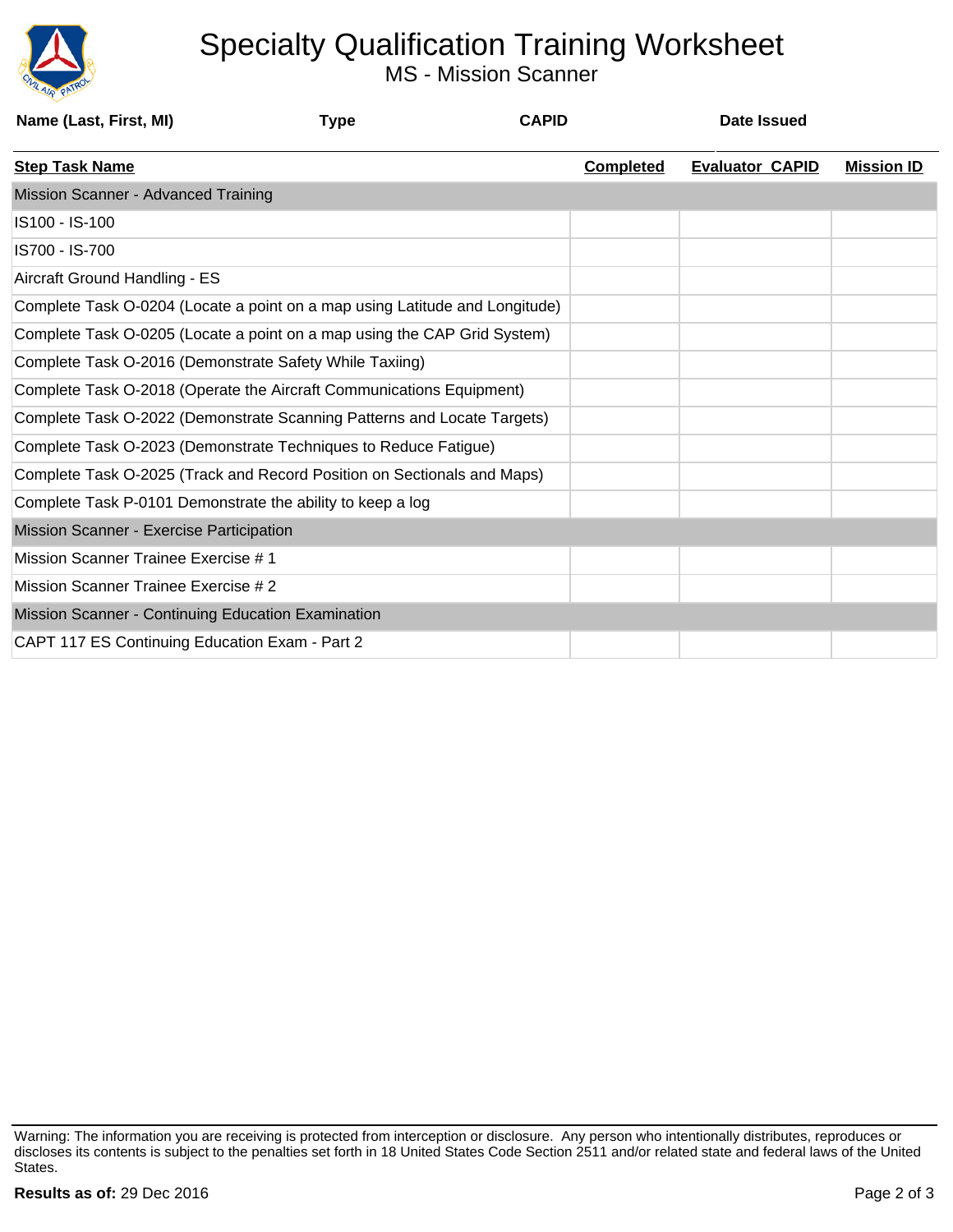# Specialty Qualification Training Worksheet

## MS - Mission Scanner

| Name (Last, First, MI) | Type | CAPID | Date Issued |
|---|---|---|---|
| | | | |

| Step Task Name | Completed | Evaluator CAPID | Mission ID |
|---|---|---|---|
| **Mission Scanner - Advanced Training** | | | |
| IS100 - IS-100 | | | |
| IS700 - IS-700 | | | |
| Aircraft Ground Handling - ES | | | |
| Complete Task O-0204 (Locate a point on a map using Latitude and Longitude) | | | |
| Complete Task O-0205 (Locate a point on a map using the CAP Grid System) | | | |
| Complete Task O-2016 (Demonstrate Safety While Taxiing) | | | |
| Complete Task O-2018 (Operate the Aircraft Communications Equipment) | | | |
| Complete Task O-2022 (Demonstrate Scanning Patterns and Locate Targets) | | | |
| Complete Task O-2023 (Demonstrate Techniques to Reduce Fatigue) | | | |
| Complete Task O-2025 (Track and Record Position on Sectionals and Maps) | | | |
| Complete Task P-0101 Demonstrate the ability to keep a log | | | |
| **Mission Scanner - Exercise Participation** | | | |
| Mission Scanner Trainee Exercise # 1 | | | |
| Mission Scanner Trainee Exercise # 2 | | | |
| **Mission Scanner - Continuing Education Examination** | | | |
| CAPT 117 ES Continuing Education Exam - Part 2 | | | |

Warning: The information you are receiving is protected from interception or disclosure. Any person who intentionally distributes, reproduces or discloses its contents is subject to the penalties set forth in 18 United States Code Section 2511 and/or related state and federal laws of the United States.

**Results as of:** 29 Dec 2016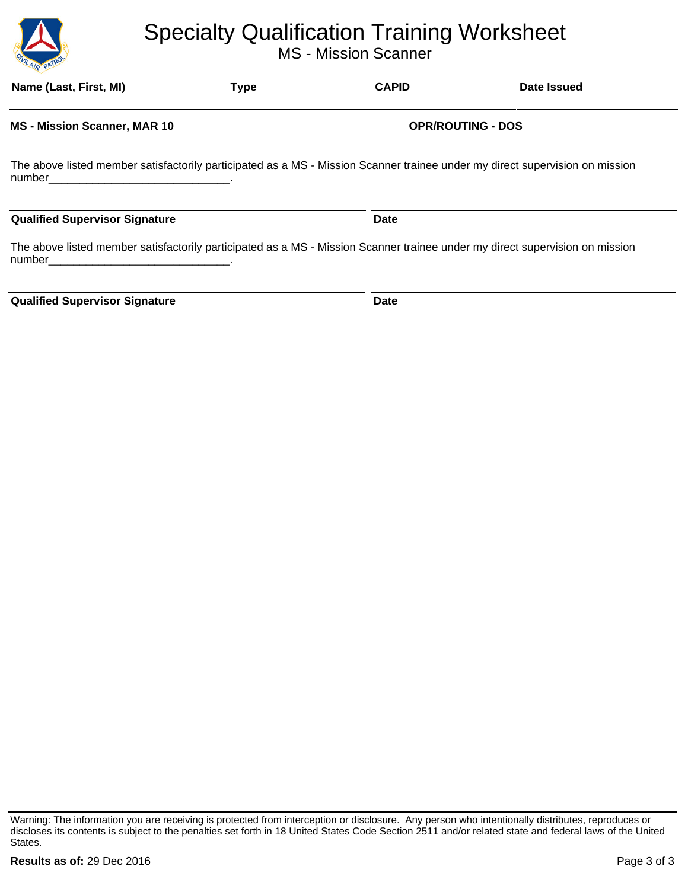# Specialty Qualification Training Worksheet

MS - Mission Scanner

| Name (Last, First, MI) | Type | CAPID | Date Issued |
|---|---|---|---|
| | | | |

**MS - Mission Scanner, MAR 10** **OPR/ROUTING - DOS**

The above listed member satisfactorily participated as a MS - Mission Scanner trainee under my direct supervision on mission number______________________________.

**Qualified Supervisor Signature** **Date**

The above listed member satisfactorily participated as a MS - Mission Scanner trainee under my direct supervision on mission number______________________________.

**Qualified Supervisor Signature** **Date**

Warning: The information you are receiving is protected from interception or disclosure. Any person who intentionally distributes, reproduces or discloses its contents is subject to the penalties set forth in 18 United States Code Section 2511 and/or related state and federal laws of the United States.

**Results as of:** 29 Dec 2016